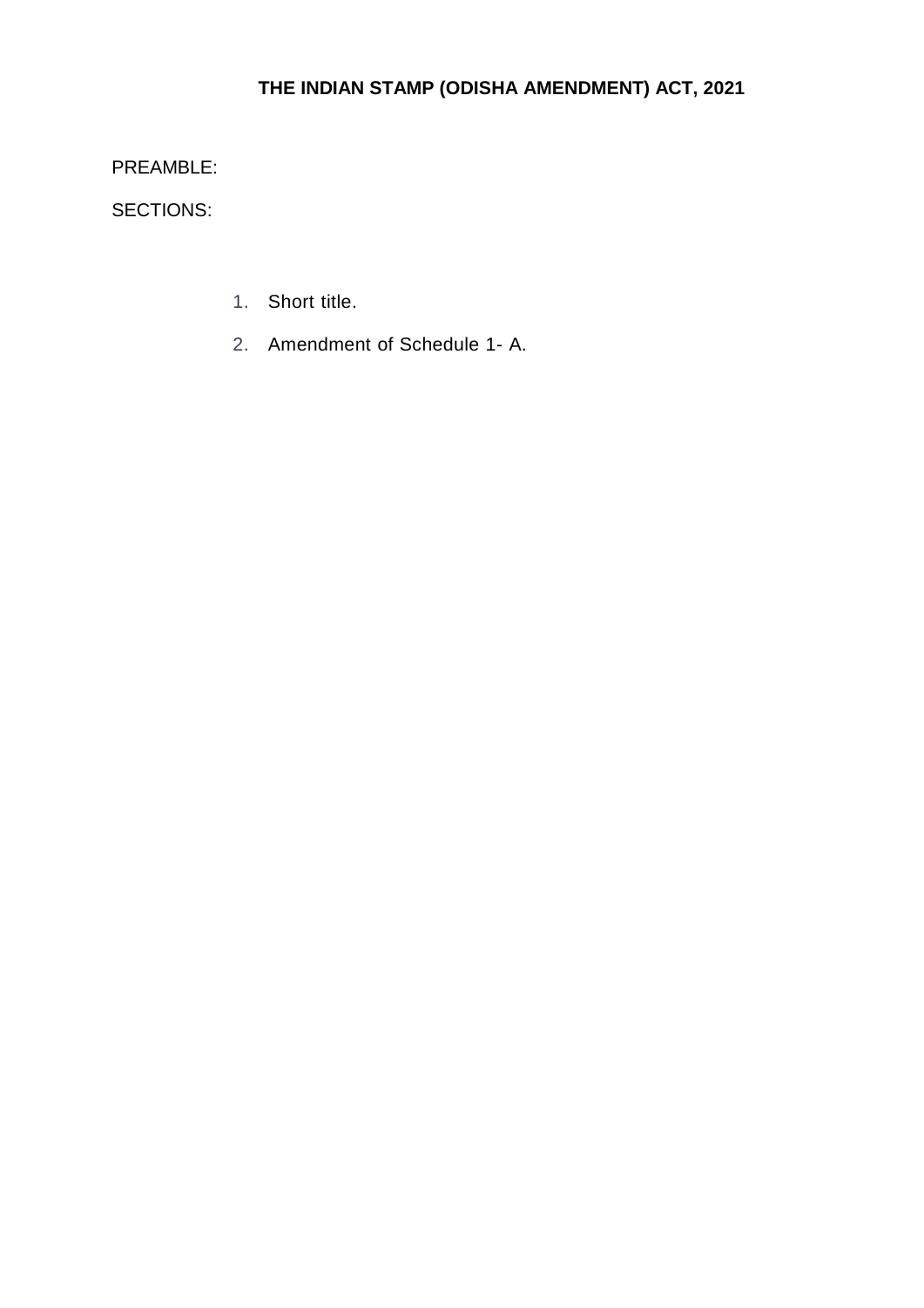# THE INDIAN STAMP (ODISHA AMENDMENT) ACT, 2021

PREAMBLE:

SECTIONS:

1. Short title.
2. Amendment of Schedule 1- A.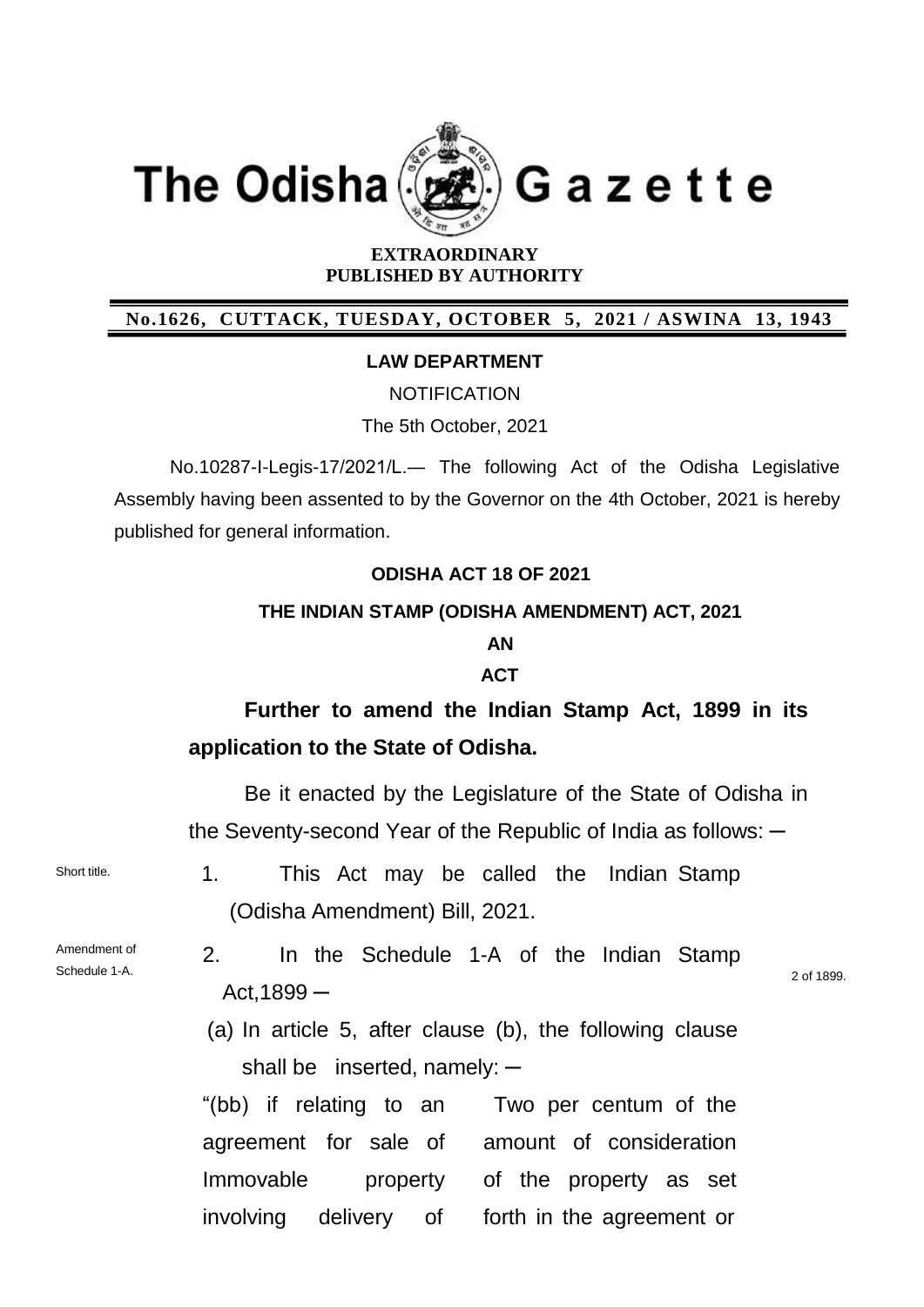# The Odisha Gazette

**EXTRAORDINARY**
**PUBLISHED BY AUTHORITY**

**No.1626, CUTTACK, TUESDAY, OCTOBER 5, 2021 / ASWINA 13, 1943**

**LAW DEPARTMENT**

NOTIFICATION

The 5th October, 2021

No.10287-I-Legis-17/2021/L.— The following Act of the Odisha Legislative Assembly having been assented to by the Governor on the 4th October, 2021 is hereby published for general information.

**ODISHA ACT 18 OF 2021**

**THE INDIAN STAMP (ODISHA AMENDMENT) ACT, 2021**

**AN**

**ACT**

**Further to amend the Indian Stamp Act, 1899 in its application to the State of Odisha.**

Be it enacted by the Legislature of the State of Odisha in the Seventy-second Year of the Republic of India as follows: ─

Short title.

1. This Act may be called the Indian Stamp (Odisha Amendment) Bill, 2021.

Amendment of Schedule 1-A.

2. In the Schedule 1-A of the Indian Stamp Act,1899 ─ (2 of 1899.)

(a) In article 5, after clause (b), the following clause shall be inserted, namely: ─

| | |
|---|---|
| "(bb) if relating to an agreement for sale of Immovable property involving delivery of | Two per centum of the amount of consideration of the property as set forth in the agreement or |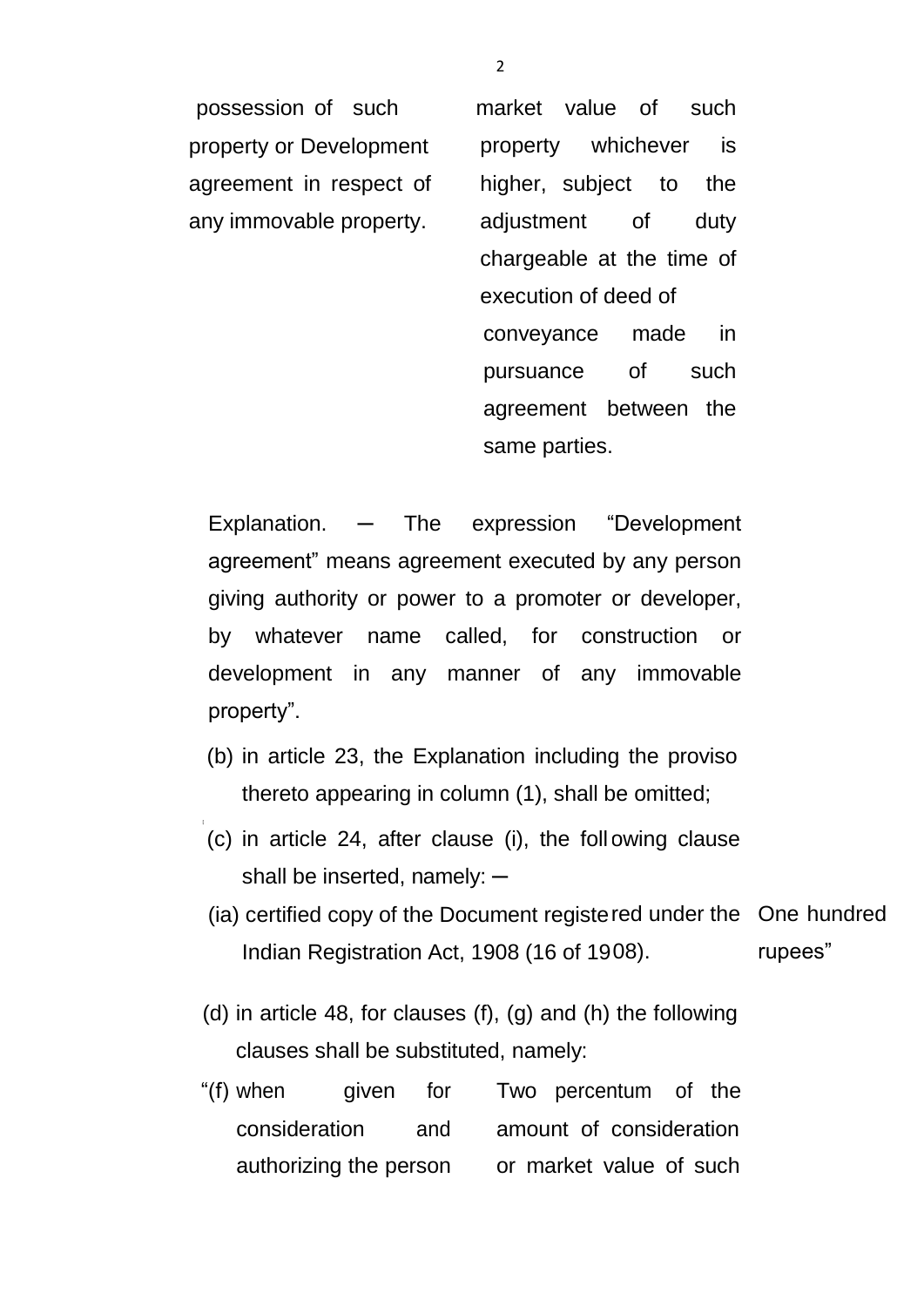| | |
|---|---|
| possession of such property or Development agreement in respect of any immovable property. | market value of such property whichever is higher, subject to the adjustment of duty chargeable at the time of execution of deed of conveyance made in pursuance of such agreement between the same parties. |

Explanation. ─ The expression "Development agreement" means agreement executed by any person giving authority or power to a promoter or developer, by whatever name called, for construction or development in any manner of any immovable property".

(b) in article 23, the Explanation including the proviso thereto appearing in column (1), shall be omitted;

(c) in article 24, after clause (i), the following clause shall be inserted, namely: ─

| | |
|---|---|
| (ia) certified copy of the Document registered under the Indian Registration Act, 1908 (16 of 1908). | One hundred rupees" |

(d) in article 48, for clauses (f), (g) and (h) the following clauses shall be substituted, namely:

| | |
|---|---|
| "(f) when given for consideration and authorizing the person | Two percentum of the amount of consideration or market value of such |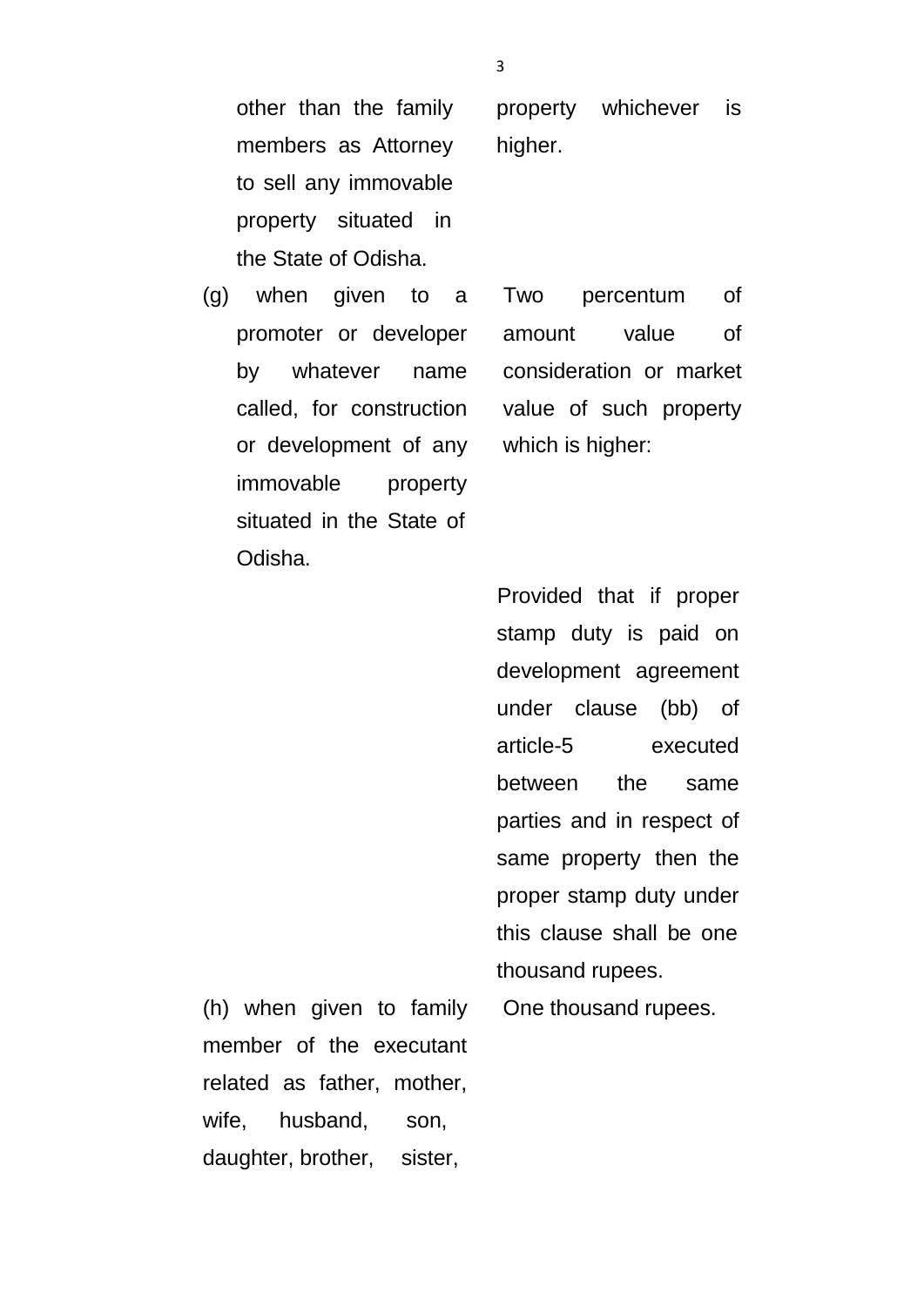| | |
|---|---|
| other than the family members as Attorney to sell any immovable property situated in the State of Odisha. | property whichever is higher. |
| (g) when given to a promoter or developer by whatever name called, for construction or development of any immovable property situated in the State of Odisha. | Two percentum of amount value of consideration or market value of such property which is higher: |
| | Provided that if proper stamp duty is paid on development agreement under clause (bb) of article-5 executed between the same parties and in respect of same property then the proper stamp duty under this clause shall be one thousand rupees. |
| (h) when given to family member of the executant related as father, mother, wife, husband, son, daughter, brother, sister, | One thousand rupees. |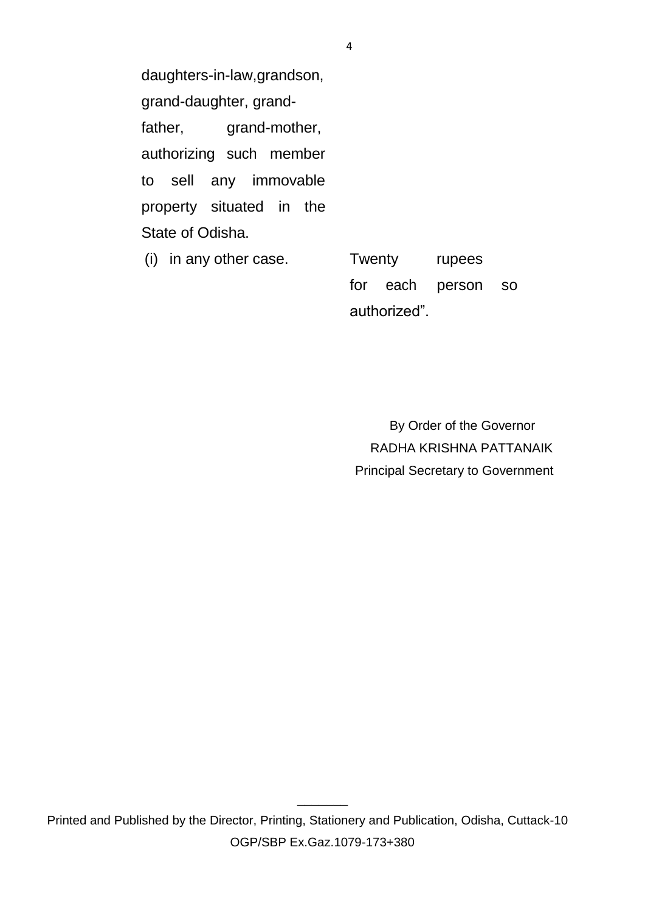| | |
|---|---|
| daughters-in-law,grandson, grand-daughter, grand-father, grand-mother, authorizing such member to sell any immovable property situated in the State of Odisha. | |
| (i) in any other case. | Twenty rupees for each person so authorized”. |

By Order of the Governor
RADHA KRISHNA PATTANAIK
Principal Secretary to Government

---

Printed and Published by the Director, Printing, Stationery and Publication, Odisha, Cuttack-10
OGP/SBP Ex.Gaz.1079-173+380